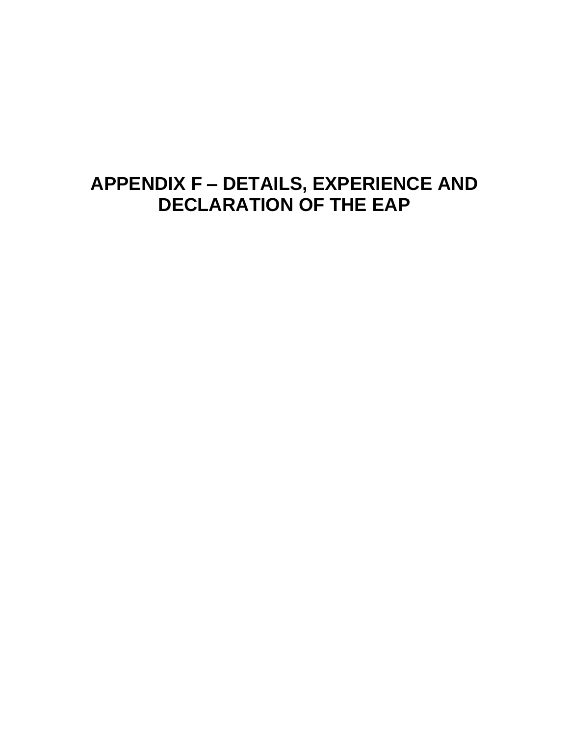# APPENDIX F – DETAILS, EXPERIENCE AND DECLARATION OF THE EAP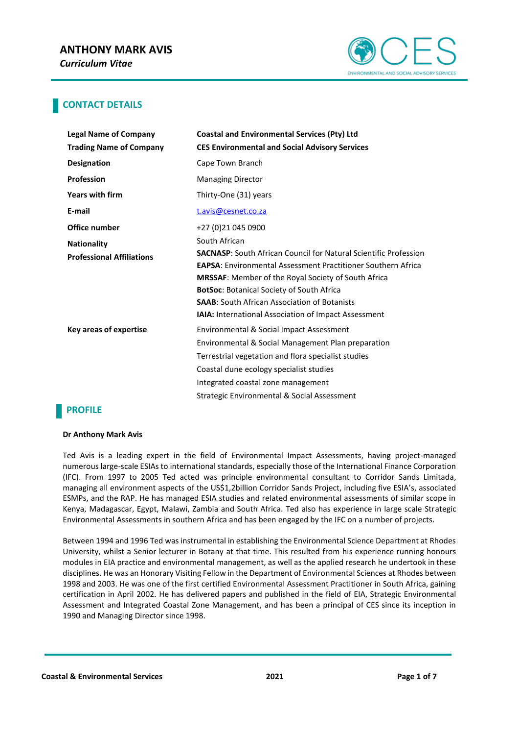# ANTHONY MARK AVIS

*Curriculum Vitae*

## CONTACT DETAILS

| | |
|---|---|
| **Legal Name of Company** | **Coastal and Environmental Services (Pty) Ltd** |
| **Trading Name of Company** | **CES Environmental and Social Advisory Services** |
| **Designation** | Cape Town Branch |
| **Profession** | Managing Director |
| **Years with firm** | Thirty-One (31) years |
| **E-mail** | t.avis@cesnet.co.za |
| **Office number** | +27 (0)21 045 0900 |
| **Nationality** | South African |
| **Professional Affiliations** | **SACNASP**: South African Council for Natural Scientific Profession<br>**EAPSA**: Environmental Assessment Practitioner Southern Africa<br>**MRSSAF**: Member of the Royal Society of South Africa<br>**BotSoc**: Botanical Society of South Africa<br>**SAAB**: South African Association of Botanists<br>**IAIA:** International Association of Impact Assessment |
| **Key areas of expertise** | Environmental & Social Impact Assessment<br>Environmental & Social Management Plan preparation<br>Terrestrial vegetation and flora specialist studies<br>Coastal dune ecology specialist studies<br>Integrated coastal zone management<br>Strategic Environmental & Social Assessment |

## PROFILE

**Dr Anthony Mark Avis**

Ted Avis is a leading expert in the field of Environmental Impact Assessments, having project-managed numerous large-scale ESIAs to international standards, especially those of the International Finance Corporation (IFC). From 1997 to 2005 Ted acted was principle environmental consultant to Corridor Sands Limitada, managing all environment aspects of the US$1,2billion Corridor Sands Project, including five ESIA's, associated ESMPs, and the RAP. He has managed ESIA studies and related environmental assessments of similar scope in Kenya, Madagascar, Egypt, Malawi, Zambia and South Africa. Ted also has experience in large scale Strategic Environmental Assessments in southern Africa and has been engaged by the IFC on a number of projects.

Between 1994 and 1996 Ted was instrumental in establishing the Environmental Science Department at Rhodes University, whilst a Senior lecturer in Botany at that time. This resulted from his experience running honours modules in EIA practice and environmental management, as well as the applied research he undertook in these disciplines. He was an Honorary Visiting Fellow in the Department of Environmental Sciences at Rhodes between 1998 and 2003. He was one of the first certified Environmental Assessment Practitioner in South Africa, gaining certification in April 2002. He has delivered papers and published in the field of EIA, Strategic Environmental Assessment and Integrated Coastal Zone Management, and has been a principal of CES since its inception in 1990 and Managing Director since 1998.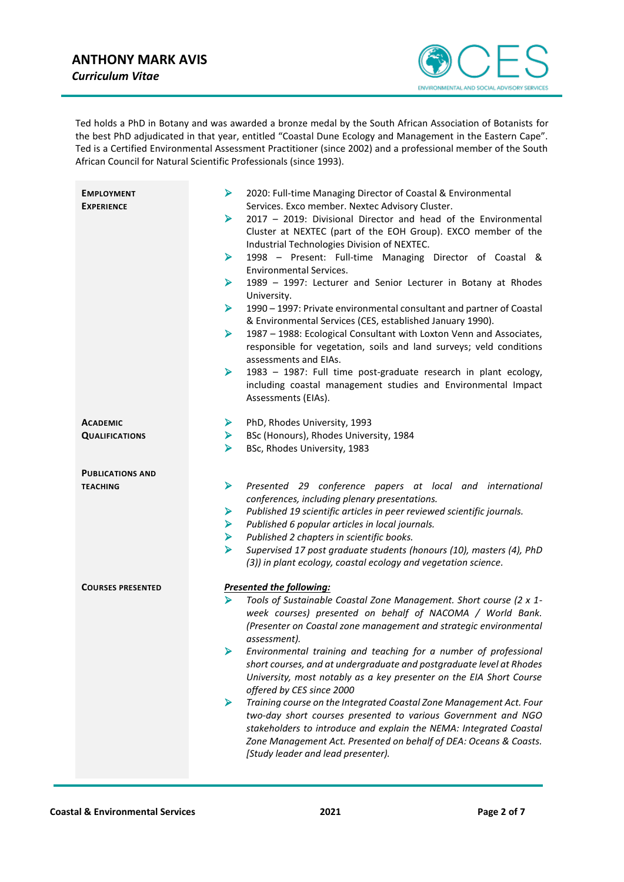# ANTHONY MARK AVIS

***Curriculum Vitae***

Ted holds a PhD in Botany and was awarded a bronze medal by the South African Association of Botanists for the best PhD adjudicated in that year, entitled "Coastal Dune Ecology and Management in the Eastern Cape". Ted is a Certified Environmental Assessment Practitioner (since 2002) and a professional member of the South African Council for Natural Scientific Professionals (since 1993).

**EMPLOYMENT EXPERIENCE**

- 2020: Full-time Managing Director of Coastal & Environmental Services. Exco member. Nextec Advisory Cluster.
- 2017 – 2019: Divisional Director and head of the Environmental Cluster at NEXTEC (part of the EOH Group). EXCO member of the Industrial Technologies Division of NEXTEC.
- 1998 – Present: Full-time Managing Director of Coastal & Environmental Services.
- 1989 – 1997: Lecturer and Senior Lecturer in Botany at Rhodes University.
- 1990 – 1997: Private environmental consultant and partner of Coastal & Environmental Services (CES, established January 1990).
- 1987 – 1988: Ecological Consultant with Loxton Venn and Associates, responsible for vegetation, soils and land surveys; veld conditions assessments and EIAs.
- 1983 – 1987: Full time post-graduate research in plant ecology, including coastal management studies and Environmental Impact Assessments (EIAs).

**ACADEMIC QUALIFICATIONS**

- PhD, Rhodes University, 1993
- BSc (Honours), Rhodes University, 1984
- BSc, Rhodes University, 1983

**PUBLICATIONS AND TEACHING**

- *Presented 29 conference papers at local and international conferences, including plenary presentations.*
- *Published 19 scientific articles in peer reviewed scientific journals.*
- *Published 6 popular articles in local journals.*
- *Published 2 chapters in scientific books.*
- *Supervised 17 post graduate students (honours (10), masters (4), PhD (3)) in plant ecology, coastal ecology and vegetation science.*

**COURSES PRESENTED**

***Presented the following:***

- *Tools of Sustainable Coastal Zone Management. Short course (2 x 1-week courses) presented on behalf of NACOMA / World Bank. (Presenter on Coastal zone management and strategic environmental assessment).*
- *Environmental training and teaching for a number of professional short courses, and at undergraduate and postgraduate level at Rhodes University, most notably as a key presenter on the EIA Short Course offered by CES since 2000*
- *Training course on the Integrated Coastal Zone Management Act. Four two-day short courses presented to various Government and NGO stakeholders to introduce and explain the NEMA: Integrated Coastal Zone Management Act. Presented on behalf of DEA: Oceans & Coasts. [Study leader and lead presenter).*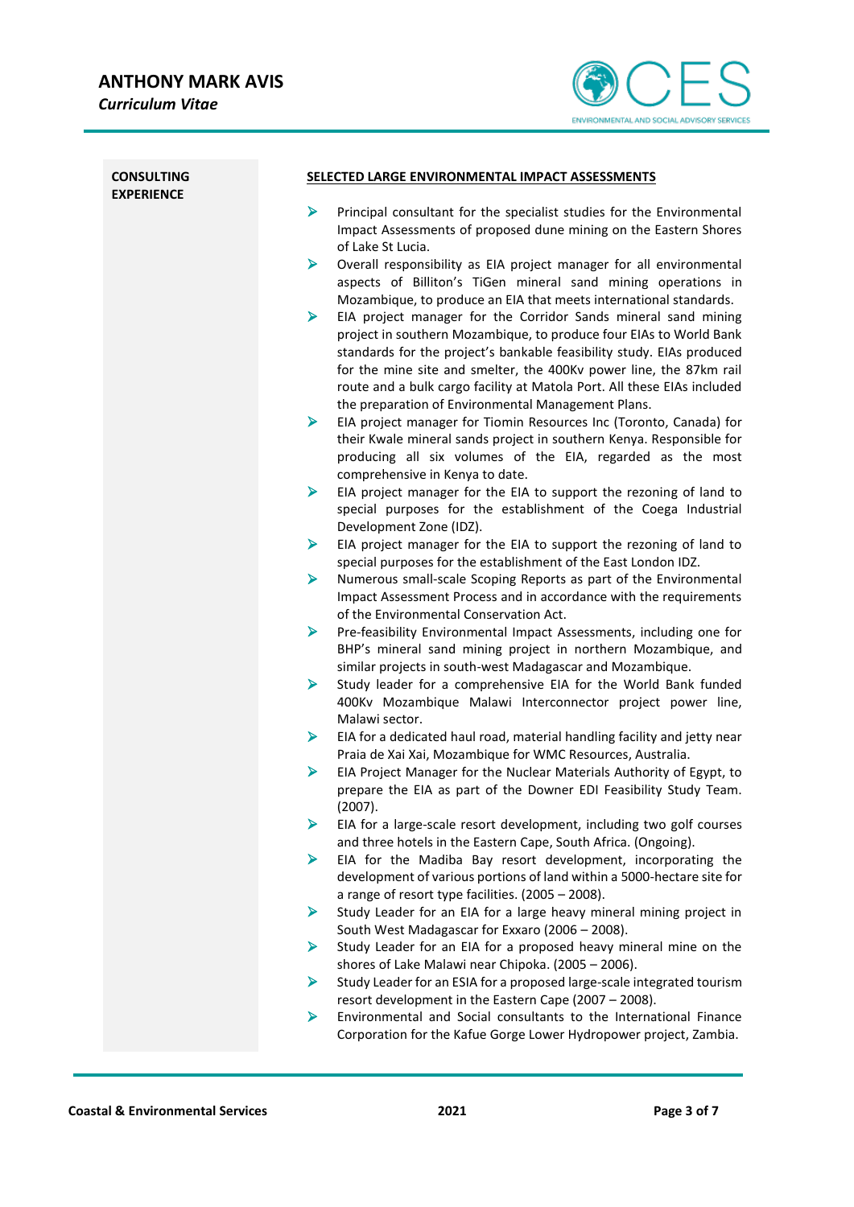**CONSULTING EXPERIENCE**

**SELECTED LARGE ENVIRONMENTAL IMPACT ASSESSMENTS**

- Principal consultant for the specialist studies for the Environmental Impact Assessments of proposed dune mining on the Eastern Shores of Lake St Lucia.
- Overall responsibility as EIA project manager for all environmental aspects of Billiton's TiGen mineral sand mining operations in Mozambique, to produce an EIA that meets international standards.
- EIA project manager for the Corridor Sands mineral sand mining project in southern Mozambique, to produce four EIAs to World Bank standards for the project's bankable feasibility study. EIAs produced for the mine site and smelter, the 400Kv power line, the 87km rail route and a bulk cargo facility at Matola Port. All these EIAs included the preparation of Environmental Management Plans.
- EIA project manager for Tiomin Resources Inc (Toronto, Canada) for their Kwale mineral sands project in southern Kenya. Responsible for producing all six volumes of the EIA, regarded as the most comprehensive in Kenya to date.
- EIA project manager for the EIA to support the rezoning of land to special purposes for the establishment of the Coega Industrial Development Zone (IDZ).
- EIA project manager for the EIA to support the rezoning of land to special purposes for the establishment of the East London IDZ.
- Numerous small-scale Scoping Reports as part of the Environmental Impact Assessment Process and in accordance with the requirements of the Environmental Conservation Act.
- Pre-feasibility Environmental Impact Assessments, including one for BHP's mineral sand mining project in northern Mozambique, and similar projects in south-west Madagascar and Mozambique.
- Study leader for a comprehensive EIA for the World Bank funded 400Kv Mozambique Malawi Interconnector project power line, Malawi sector.
- EIA for a dedicated haul road, material handling facility and jetty near Praia de Xai Xai, Mozambique for WMC Resources, Australia.
- EIA Project Manager for the Nuclear Materials Authority of Egypt, to prepare the EIA as part of the Downer EDI Feasibility Study Team. (2007).
- EIA for a large-scale resort development, including two golf courses and three hotels in the Eastern Cape, South Africa. (Ongoing).
- EIA for the Madiba Bay resort development, incorporating the development of various portions of land within a 5000-hectare site for a range of resort type facilities. (2005 – 2008).
- Study Leader for an EIA for a large heavy mineral mining project in South West Madagascar for Exxaro (2006 – 2008).
- Study Leader for an EIA for a proposed heavy mineral mine on the shores of Lake Malawi near Chipoka. (2005 – 2006).
- Study Leader for an ESIA for a proposed large-scale integrated tourism resort development in the Eastern Cape (2007 – 2008).
- Environmental and Social consultants to the International Finance Corporation for the Kafue Gorge Lower Hydropower project, Zambia.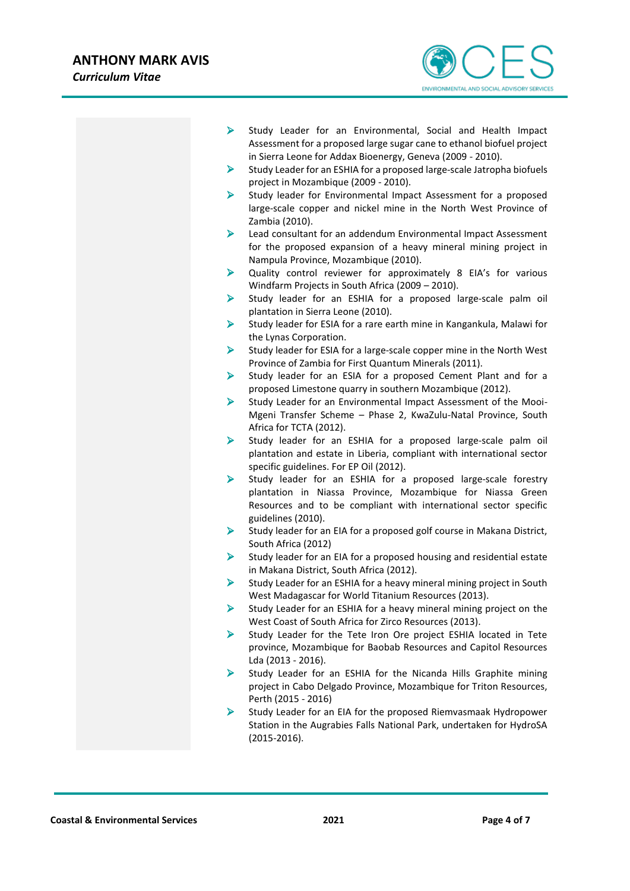- Study Leader for an Environmental, Social and Health Impact Assessment for a proposed large sugar cane to ethanol biofuel project in Sierra Leone for Addax Bioenergy, Geneva (2009 - 2010).
- Study Leader for an ESHIA for a proposed large-scale Jatropha biofuels project in Mozambique (2009 - 2010).
- Study leader for Environmental Impact Assessment for a proposed large-scale copper and nickel mine in the North West Province of Zambia (2010).
- Lead consultant for an addendum Environmental Impact Assessment for the proposed expansion of a heavy mineral mining project in Nampula Province, Mozambique (2010).
- Quality control reviewer for approximately 8 EIA's for various Windfarm Projects in South Africa (2009 – 2010).
- Study leader for an ESHIA for a proposed large-scale palm oil plantation in Sierra Leone (2010).
- Study leader for ESIA for a rare earth mine in Kangankula, Malawi for the Lynas Corporation.
- Study leader for ESIA for a large-scale copper mine in the North West Province of Zambia for First Quantum Minerals (2011).
- Study leader for an ESIA for a proposed Cement Plant and for a proposed Limestone quarry in southern Mozambique (2012).
- Study Leader for an Environmental Impact Assessment of the Mooi-Mgeni Transfer Scheme – Phase 2, KwaZulu-Natal Province, South Africa for TCTA (2012).
- Study leader for an ESHIA for a proposed large-scale palm oil plantation and estate in Liberia, compliant with international sector specific guidelines. For EP Oil (2012).
- Study leader for an ESHIA for a proposed large-scale forestry plantation in Niassa Province, Mozambique for Niassa Green Resources and to be compliant with international sector specific guidelines (2010).
- Study leader for an EIA for a proposed golf course in Makana District, South Africa (2012)
- Study leader for an EIA for a proposed housing and residential estate in Makana District, South Africa (2012).
- Study Leader for an ESHIA for a heavy mineral mining project in South West Madagascar for World Titanium Resources (2013).
- Study Leader for an ESHIA for a heavy mineral mining project on the West Coast of South Africa for Zirco Resources (2013).
- Study Leader for the Tete Iron Ore project ESHIA located in Tete province, Mozambique for Baobab Resources and Capitol Resources Lda (2013 - 2016).
- Study Leader for an ESHIA for the Nicanda Hills Graphite mining project in Cabo Delgado Province, Mozambique for Triton Resources, Perth (2015 - 2016)
- Study Leader for an EIA for the proposed Riemvasmaak Hydropower Station in the Augrabies Falls National Park, undertaken for HydroSA (2015-2016).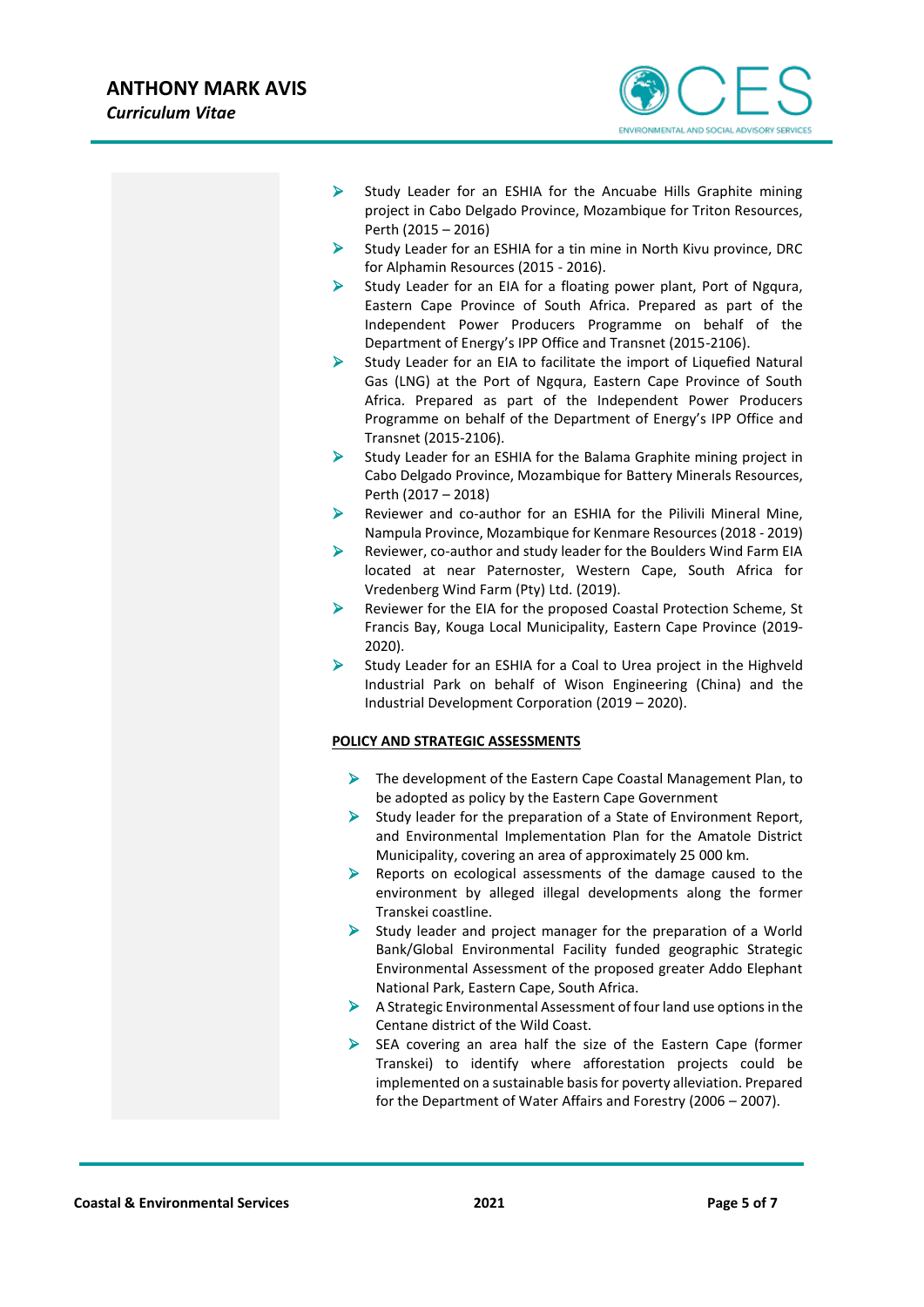- Study Leader for an ESHIA for the Ancuabe Hills Graphite mining project in Cabo Delgado Province, Mozambique for Triton Resources, Perth (2015 – 2016)
- Study Leader for an ESHIA for a tin mine in North Kivu province, DRC for Alphamin Resources (2015 - 2016).
- Study Leader for an EIA for a floating power plant, Port of Ngqura, Eastern Cape Province of South Africa. Prepared as part of the Independent Power Producers Programme on behalf of the Department of Energy's IPP Office and Transnet (2015-2106).
- Study Leader for an EIA to facilitate the import of Liquefied Natural Gas (LNG) at the Port of Ngqura, Eastern Cape Province of South Africa. Prepared as part of the Independent Power Producers Programme on behalf of the Department of Energy's IPP Office and Transnet (2015-2106).
- Study Leader for an ESHIA for the Balama Graphite mining project in Cabo Delgado Province, Mozambique for Battery Minerals Resources, Perth (2017 – 2018)
- Reviewer and co-author for an ESHIA for the Pilivili Mineral Mine, Nampula Province, Mozambique for Kenmare Resources (2018 - 2019)
- Reviewer, co-author and study leader for the Boulders Wind Farm EIA located at near Paternoster, Western Cape, South Africa for Vredenberg Wind Farm (Pty) Ltd. (2019).
- Reviewer for the EIA for the proposed Coastal Protection Scheme, St Francis Bay, Kouga Local Municipality, Eastern Cape Province (2019-2020).
- Study Leader for an ESHIA for a Coal to Urea project in the Highveld Industrial Park on behalf of Wison Engineering (China) and the Industrial Development Corporation (2019 – 2020).

**POLICY AND STRATEGIC ASSESSMENTS**

- The development of the Eastern Cape Coastal Management Plan, to be adopted as policy by the Eastern Cape Government
- Study leader for the preparation of a State of Environment Report, and Environmental Implementation Plan for the Amatole District Municipality, covering an area of approximately 25 000 km.
- Reports on ecological assessments of the damage caused to the environment by alleged illegal developments along the former Transkei coastline.
- Study leader and project manager for the preparation of a World Bank/Global Environmental Facility funded geographic Strategic Environmental Assessment of the proposed greater Addo Elephant National Park, Eastern Cape, South Africa.
- A Strategic Environmental Assessment of four land use options in the Centane district of the Wild Coast.
- SEA covering an area half the size of the Eastern Cape (former Transkei) to identify where afforestation projects could be implemented on a sustainable basis for poverty alleviation. Prepared for the Department of Water Affairs and Forestry (2006 – 2007).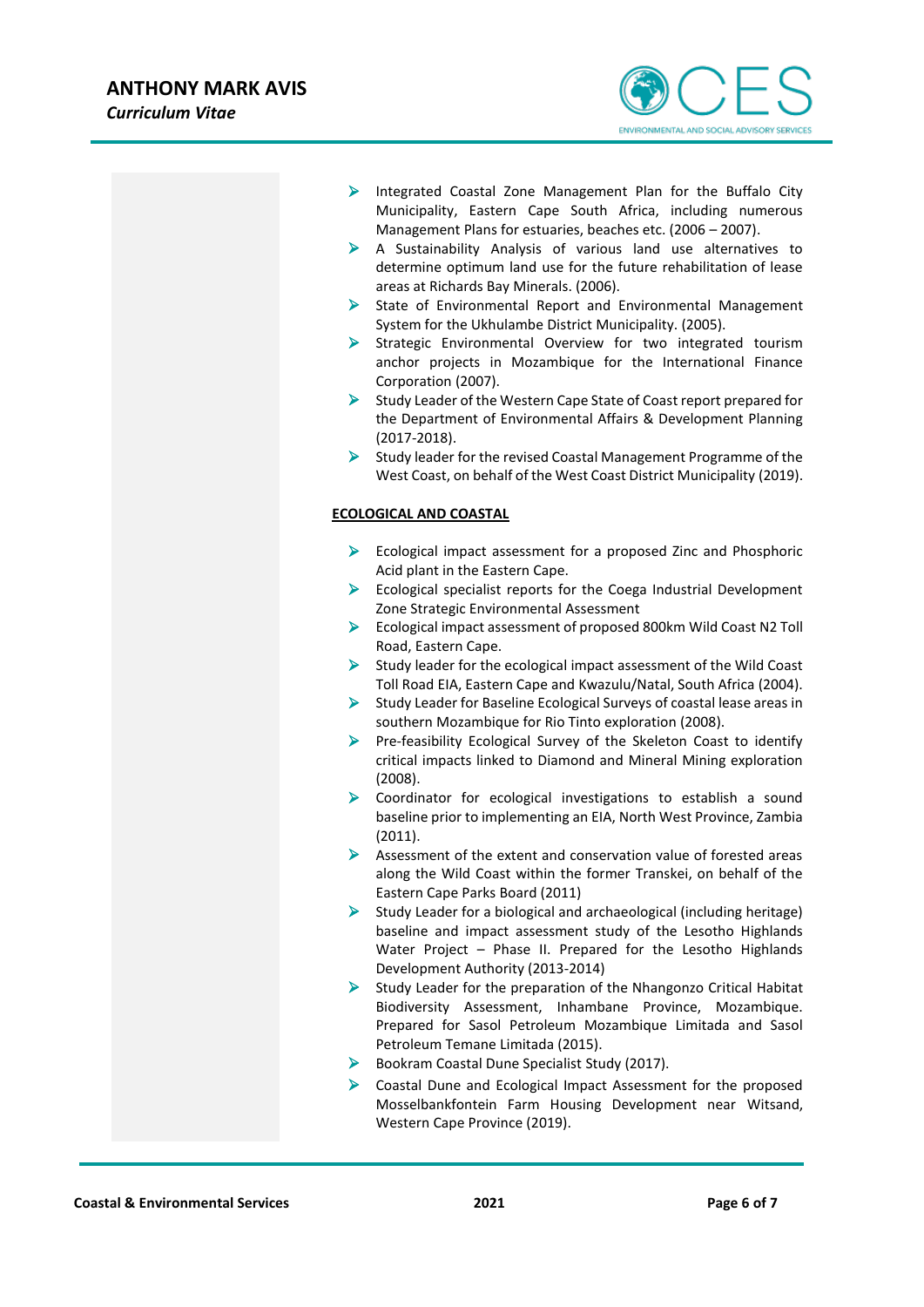- Integrated Coastal Zone Management Plan for the Buffalo City Municipality, Eastern Cape South Africa, including numerous Management Plans for estuaries, beaches etc. (2006 – 2007).
- A Sustainability Analysis of various land use alternatives to determine optimum land use for the future rehabilitation of lease areas at Richards Bay Minerals. (2006).
- State of Environmental Report and Environmental Management System for the Ukhulambe District Municipality. (2005).
- Strategic Environmental Overview for two integrated tourism anchor projects in Mozambique for the International Finance Corporation (2007).
- Study Leader of the Western Cape State of Coast report prepared for the Department of Environmental Affairs & Development Planning (2017-2018).
- Study leader for the revised Coastal Management Programme of the West Coast, on behalf of the West Coast District Municipality (2019).

**ECOLOGICAL AND COASTAL**

- Ecological impact assessment for a proposed Zinc and Phosphoric Acid plant in the Eastern Cape.
- Ecological specialist reports for the Coega Industrial Development Zone Strategic Environmental Assessment
- Ecological impact assessment of proposed 800km Wild Coast N2 Toll Road, Eastern Cape.
- Study leader for the ecological impact assessment of the Wild Coast Toll Road EIA, Eastern Cape and Kwazulu/Natal, South Africa (2004).
- Study Leader for Baseline Ecological Surveys of coastal lease areas in southern Mozambique for Rio Tinto exploration (2008).
- Pre-feasibility Ecological Survey of the Skeleton Coast to identify critical impacts linked to Diamond and Mineral Mining exploration (2008).
- Coordinator for ecological investigations to establish a sound baseline prior to implementing an EIA, North West Province, Zambia (2011).
- Assessment of the extent and conservation value of forested areas along the Wild Coast within the former Transkei, on behalf of the Eastern Cape Parks Board (2011)
- Study Leader for a biological and archaeological (including heritage) baseline and impact assessment study of the Lesotho Highlands Water Project – Phase II. Prepared for the Lesotho Highlands Development Authority (2013-2014)
- Study Leader for the preparation of the Nhangonzo Critical Habitat Biodiversity Assessment, Inhambane Province, Mozambique. Prepared for Sasol Petroleum Mozambique Limitada and Sasol Petroleum Temane Limitada (2015).
- Bookram Coastal Dune Specialist Study (2017).
- Coastal Dune and Ecological Impact Assessment for the proposed Mosselbankfontein Farm Housing Development near Witsand, Western Cape Province (2019).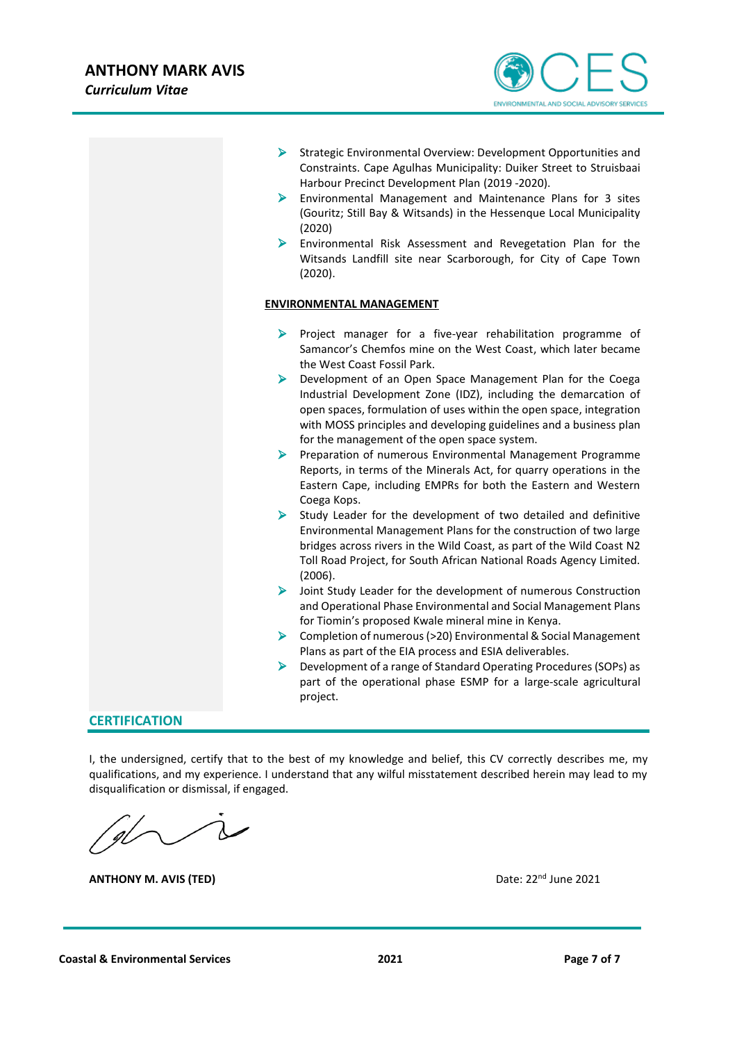- Strategic Environmental Overview: Development Opportunities and Constraints. Cape Agulhas Municipality: Duiker Street to Struisbaai Harbour Precinct Development Plan (2019 -2020).
- Environmental Management and Maintenance Plans for 3 sites (Gouritz; Still Bay & Witsands) in the Hessenque Local Municipality (2020)
- Environmental Risk Assessment and Revegetation Plan for the Witsands Landfill site near Scarborough, for City of Cape Town (2020).

**ENVIRONMENTAL MANAGEMENT**

- Project manager for a five-year rehabilitation programme of Samancor's Chemfos mine on the West Coast, which later became the West Coast Fossil Park.
- Development of an Open Space Management Plan for the Coega Industrial Development Zone (IDZ), including the demarcation of open spaces, formulation of uses within the open space, integration with MOSS principles and developing guidelines and a business plan for the management of the open space system.
- Preparation of numerous Environmental Management Programme Reports, in terms of the Minerals Act, for quarry operations in the Eastern Cape, including EMPRs for both the Eastern and Western Coega Kops.
- Study Leader for the development of two detailed and definitive Environmental Management Plans for the construction of two large bridges across rivers in the Wild Coast, as part of the Wild Coast N2 Toll Road Project, for South African National Roads Agency Limited. (2006).
- Joint Study Leader for the development of numerous Construction and Operational Phase Environmental and Social Management Plans for Tiomin's proposed Kwale mineral mine in Kenya.
- Completion of numerous (>20) Environmental & Social Management Plans as part of the EIA process and ESIA deliverables.
- Development of a range of Standard Operating Procedures (SOPs) as part of the operational phase ESMP for a large-scale agricultural project.

## CERTIFICATION

I, the undersigned, certify that to the best of my knowledge and belief, this CV correctly describes me, my qualifications, and my experience. I understand that any wilful misstatement described herein may lead to my disqualification or dismissal, if engaged.

**ANTHONY M. AVIS (TED)**

Date: 22nd June 2021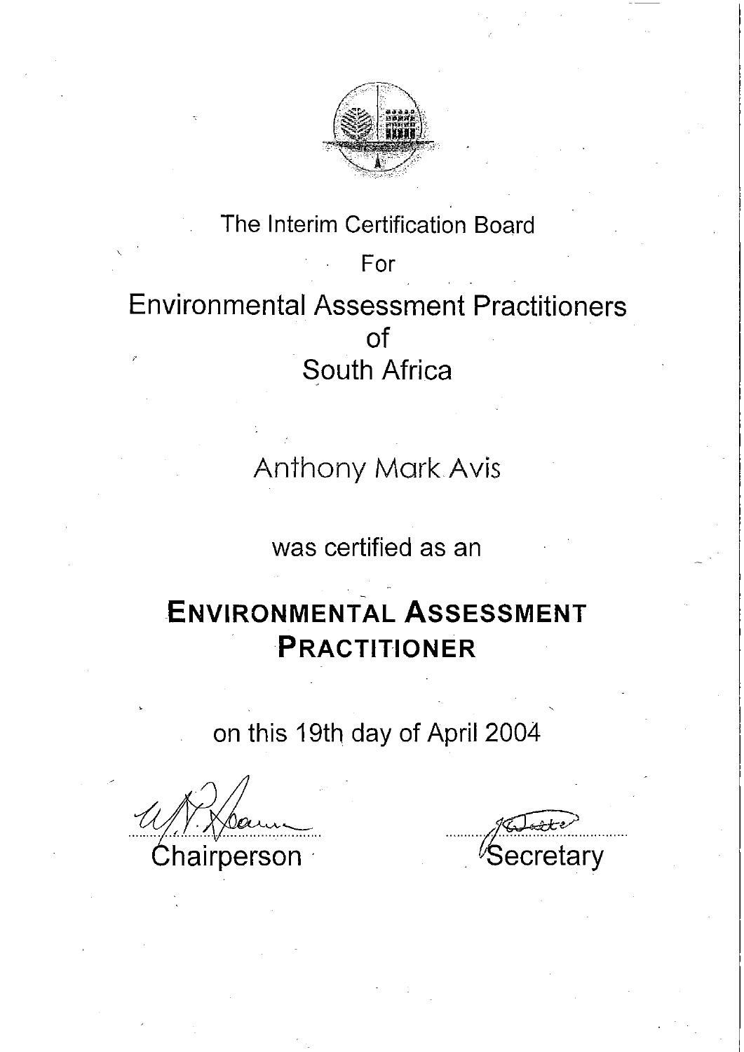The Interim Certification Board

For

# Environmental Assessment Practitioners of South Africa

Anthony Mark Avis

was certified as an

## ENVIRONMENTAL ASSESSMENT PRACTITIONER

on this 19th day of April 2004

Chairperson

Secretary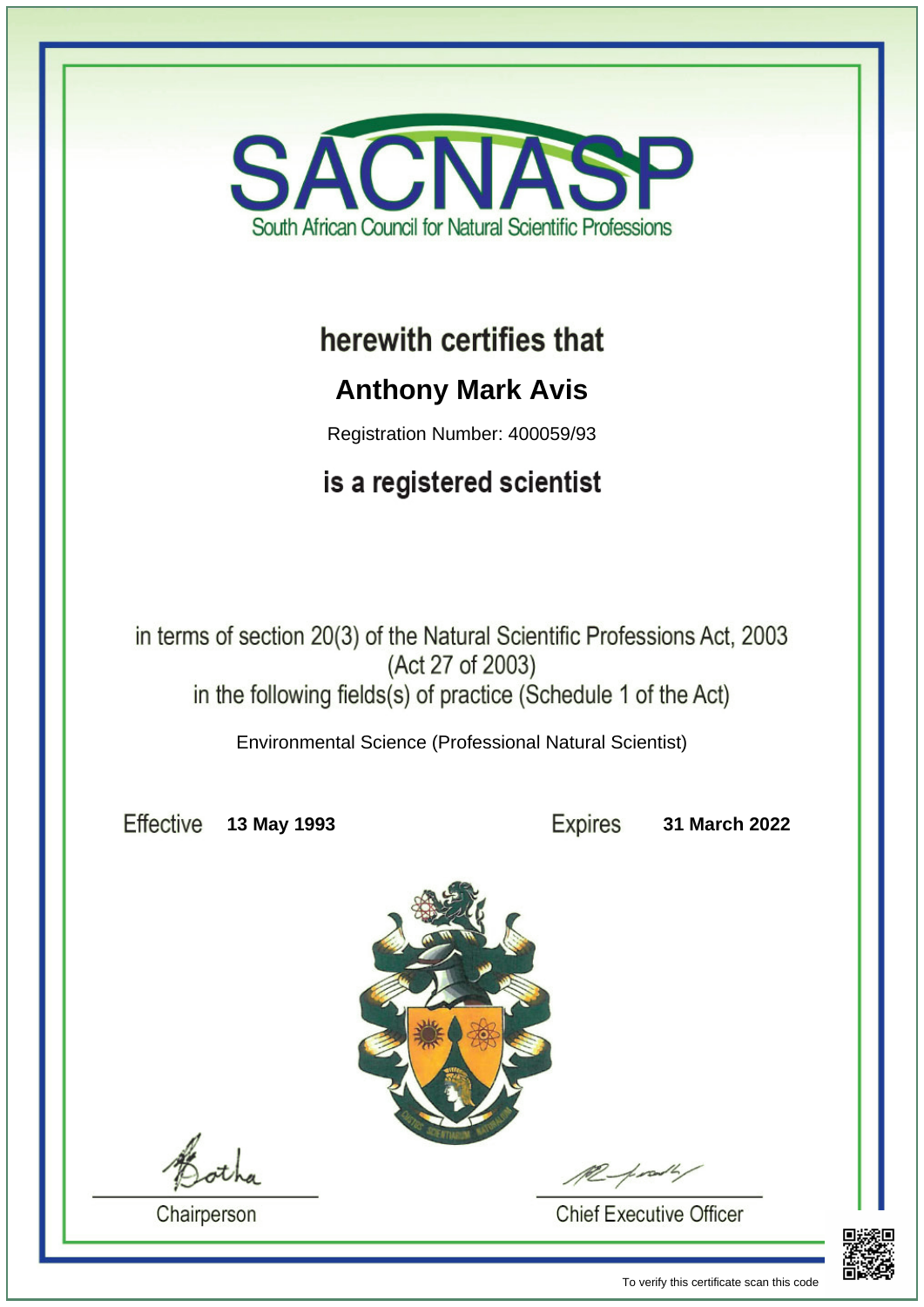# SACNASP

South African Council for Natural Scientific Professions

## herewith certifies that

## Anthony Mark Avis

Registration Number: 400059/93

## is a registered scientist

in terms of section 20(3) of the Natural Scientific Professions Act, 2003
(Act 27 of 2003)
in the following fields(s) of practice (Schedule 1 of the Act)

Environmental Science (Professional Natural Scientist)

Effective **13 May 1993** Expires **31 March 2022**

Chairperson

Chief Executive Officer

To verify this certificate scan this code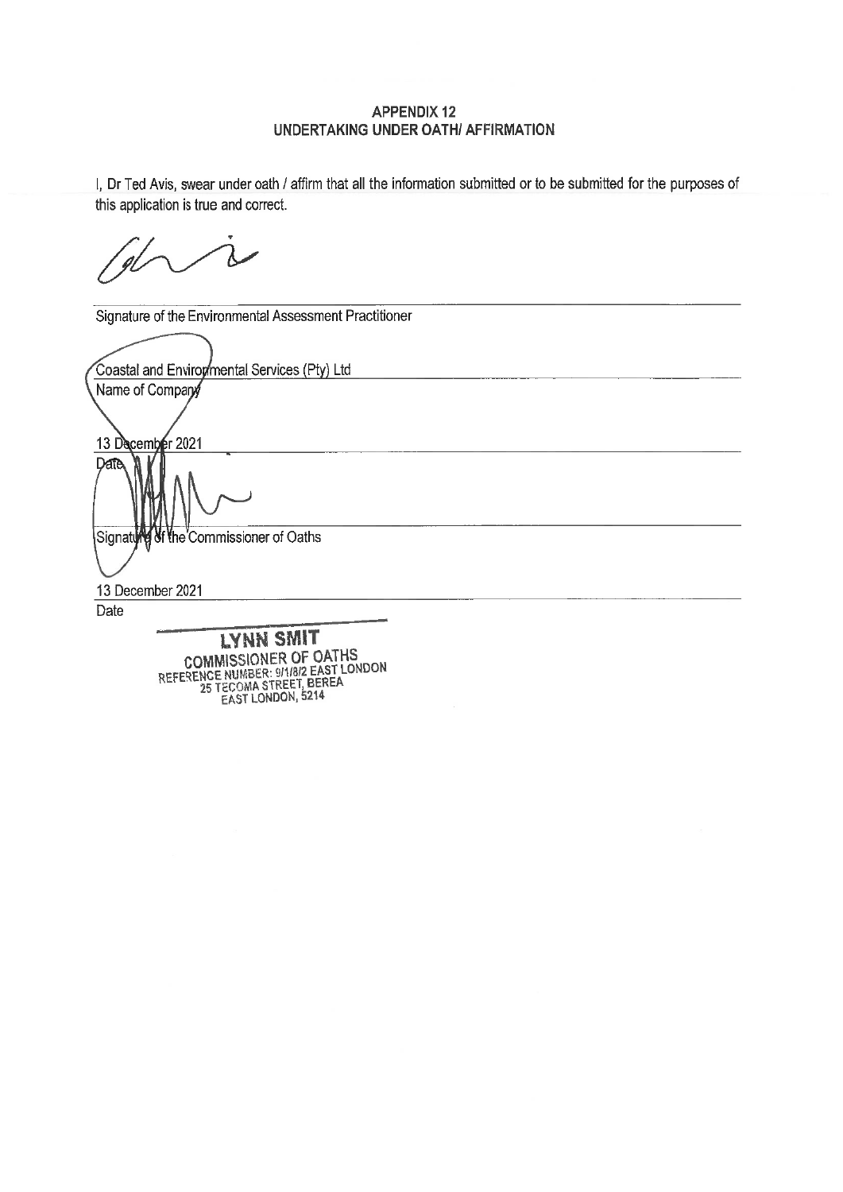## APPENDIX 12
## UNDERTAKING UNDER OATH/ AFFIRMATION

I, Dr Ted Avis, swear under oath / affirm that all the information submitted or to be submitted for the purposes of this application is true and correct.

Signature of the Environmental Assessment Practitioner

Coastal and Environmental Services (Pty) Ltd

Name of Company

13 December 2021

Date

Signature of the Commissioner of Oaths

13 December 2021

Date

**LYNN SMIT**
COMMISSIONER OF OATHS
REFERENCE NUMBER: 9/1/8/2 EAST LONDON
25 TECOMA STREET, BEREA
EAST LONDON, 5214